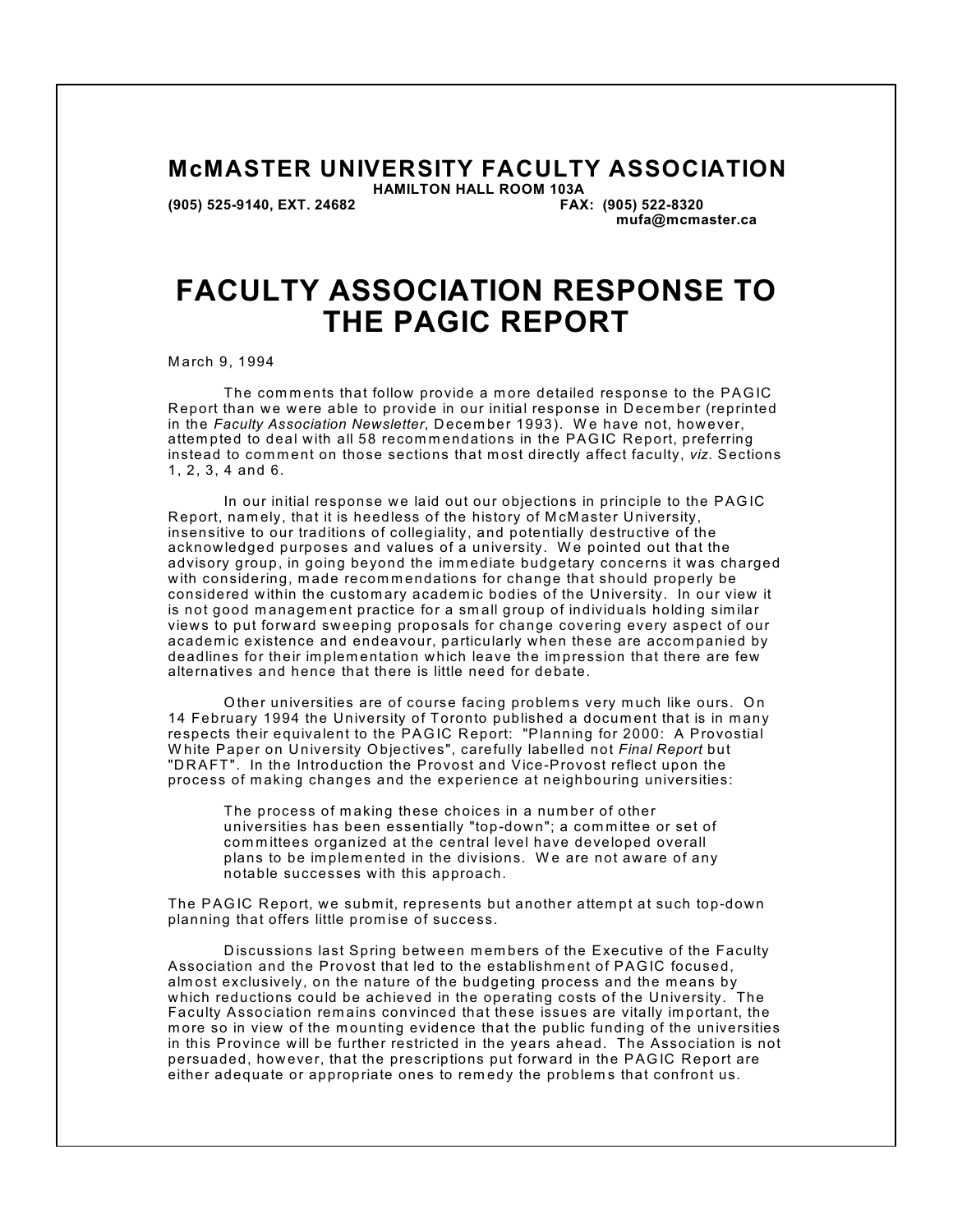# McMASTER UNIVERSITY FACULTY ASSOCIATION

**HAMILTON HALL ROOM 103A**
**(905) 525-9140, EXT. 24682** **FAX: (905) 522-8320**
**mufa@mcmaster.ca**

# FACULTY ASSOCIATION RESPONSE TO THE PAGIC REPORT

March 9, 1994

The comments that follow provide a more detailed response to the PAGIC Report than we were able to provide in our initial response in December (reprinted in the *Faculty Association Newsletter*, December 1993). We have not, however, attempted to deal with all 58 recommendations in the PAGIC Report, preferring instead to comment on those sections that most directly affect faculty, *viz*. Sections 1, 2, 3, 4 and 6.

In our initial response we laid out our objections in principle to the PAGIC Report, namely, that it is heedless of the history of McMaster University, insensitive to our traditions of collegiality, and potentially destructive of the acknowledged purposes and values of a university. We pointed out that the advisory group, in going beyond the immediate budgetary concerns it was charged with considering, made recommendations for change that should properly be considered within the customary academic bodies of the University. In our view it is not good management practice for a small group of individuals holding similar views to put forward sweeping proposals for change covering every aspect of our academic existence and endeavour, particularly when these are accompanied by deadlines for their implementation which leave the impression that there are few alternatives and hence that there is little need for debate.

Other universities are of course facing problems very much like ours. On 14 February 1994 the University of Toronto published a document that is in many respects their equivalent to the PAGIC Report: "Planning for 2000: A Provostial White Paper on University Objectives", carefully labelled not *Final Report* but "DRAFT". In the Introduction the Provost and Vice-Provost reflect upon the process of making changes and the experience at neighbouring universities:

> The process of making these choices in a number of other universities has been essentially "top-down"; a committee or set of committees organized at the central level have developed overall plans to be implemented in the divisions. We are not aware of any notable successes with this approach.

The PAGIC Report, we submit, represents but another attempt at such top-down planning that offers little promise of success.

Discussions last Spring between members of the Executive of the Faculty Association and the Provost that led to the establishment of PAGIC focused, almost exclusively, on the nature of the budgeting process and the means by which reductions could be achieved in the operating costs of the University. The Faculty Association remains convinced that these issues are vitally important, the more so in view of the mounting evidence that the public funding of the universities in this Province will be further restricted in the years ahead. The Association is not persuaded, however, that the prescriptions put forward in the PAGIC Report are either adequate or appropriate ones to remedy the problems that confront us.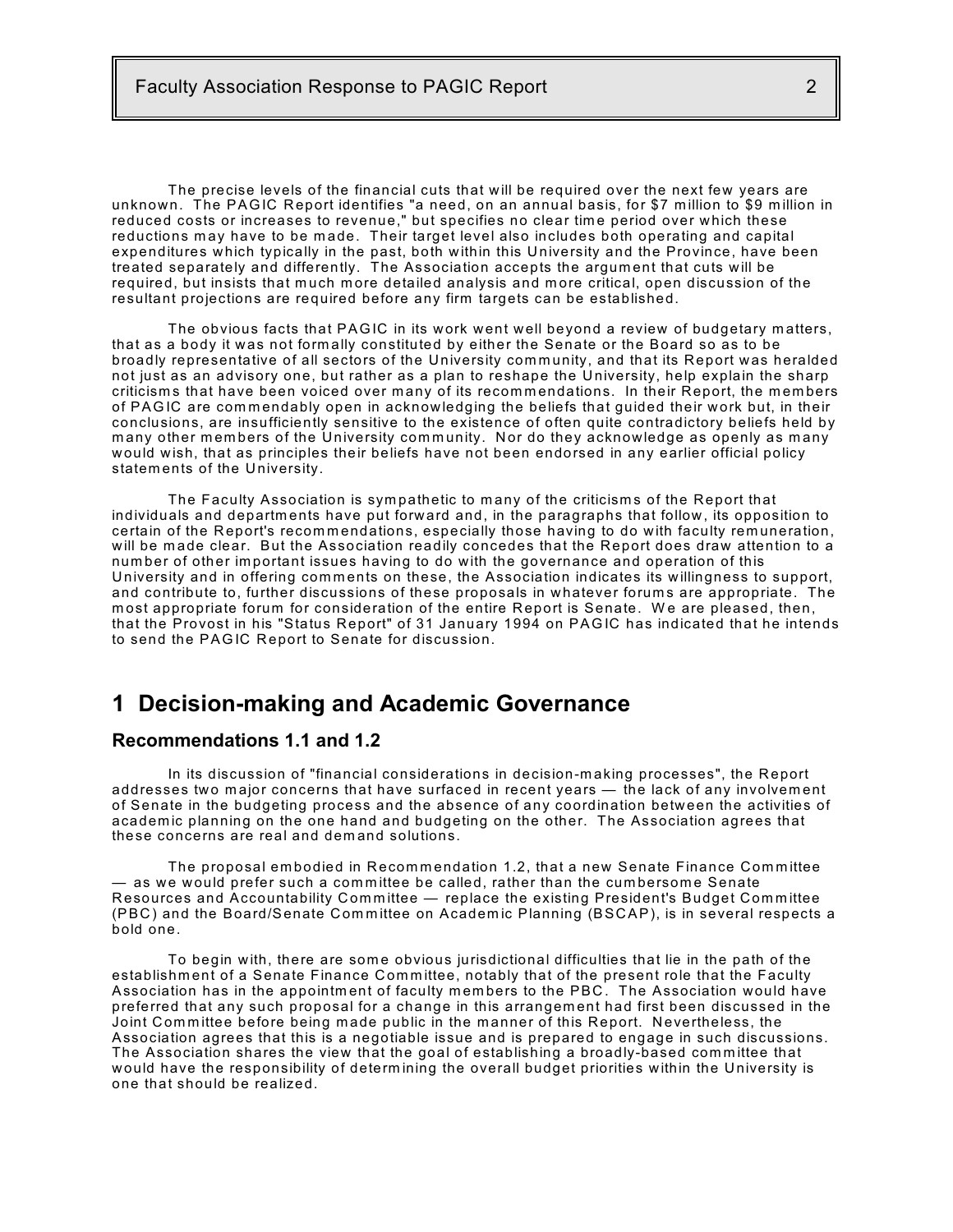The precise levels of the financial cuts that will be required over the next few years are unknown. The PAGIC Report identifies "a need, on an annual basis, for $7 million to $9 million in reduced costs or increases to revenue," but specifies no clear time period over which these reductions may have to be made. Their target level also includes both operating and capital expenditures which typically in the past, both within this University and the Province, have been treated separately and differently. The Association accepts the argument that cuts will be required, but insists that much more detailed analysis and more critical, open discussion of the resultant projections are required before any firm targets can be established.

The obvious facts that PAGIC in its work went well beyond a review of budgetary matters, that as a body it was not formally constituted by either the Senate or the Board so as to be broadly representative of all sectors of the University community, and that its Report was heralded not just as an advisory one, but rather as a plan to reshape the University, help explain the sharp criticisms that have been voiced over many of its recommendations. In their Report, the members of PAGIC are commendably open in acknowledging the beliefs that guided their work but, in their conclusions, are insufficiently sensitive to the existence of often quite contradictory beliefs held by many other members of the University community. Nor do they acknowledge as openly as many would wish, that as principles their beliefs have not been endorsed in any earlier official policy statements of the University.

The Faculty Association is sympathetic to many of the criticisms of the Report that individuals and departments have put forward and, in the paragraphs that follow, its opposition to certain of the Report's recommendations, especially those having to do with faculty remuneration, will be made clear. But the Association readily concedes that the Report does draw attention to a number of other important issues having to do with the governance and operation of this University and in offering comments on these, the Association indicates its willingness to support, and contribute to, further discussions of these proposals in whatever forums are appropriate. The most appropriate forum for consideration of the entire Report is Senate. We are pleased, then, that the Provost in his "Status Report" of 31 January 1994 on PAGIC has indicated that he intends to send the PAGIC Report to Senate for discussion.

# 1 Decision-making and Academic Governance

## Recommendations 1.1 and 1.2

In its discussion of "financial considerations in decision-making processes", the Report addresses two major concerns that have surfaced in recent years — the lack of any involvement of Senate in the budgeting process and the absence of any coordination between the activities of academic planning on the one hand and budgeting on the other. The Association agrees that these concerns are real and demand solutions.

The proposal embodied in Recommendation 1.2, that a new Senate Finance Committee — as we would prefer such a committee be called, rather than the cumbersome Senate Resources and Accountability Committee — replace the existing President's Budget Committee (PBC) and the Board/Senate Committee on Academic Planning (BSCAP), is in several respects a bold one.

To begin with, there are some obvious jurisdictional difficulties that lie in the path of the establishment of a Senate Finance Committee, notably that of the present role that the Faculty Association has in the appointment of faculty members to the PBC. The Association would have preferred that any such proposal for a change in this arrangement had first been discussed in the Joint Committee before being made public in the manner of this Report. Nevertheless, the Association agrees that this is a negotiable issue and is prepared to engage in such discussions. The Association shares the view that the goal of establishing a broadly-based committee that would have the responsibility of determining the overall budget priorities within the University is one that should be realized.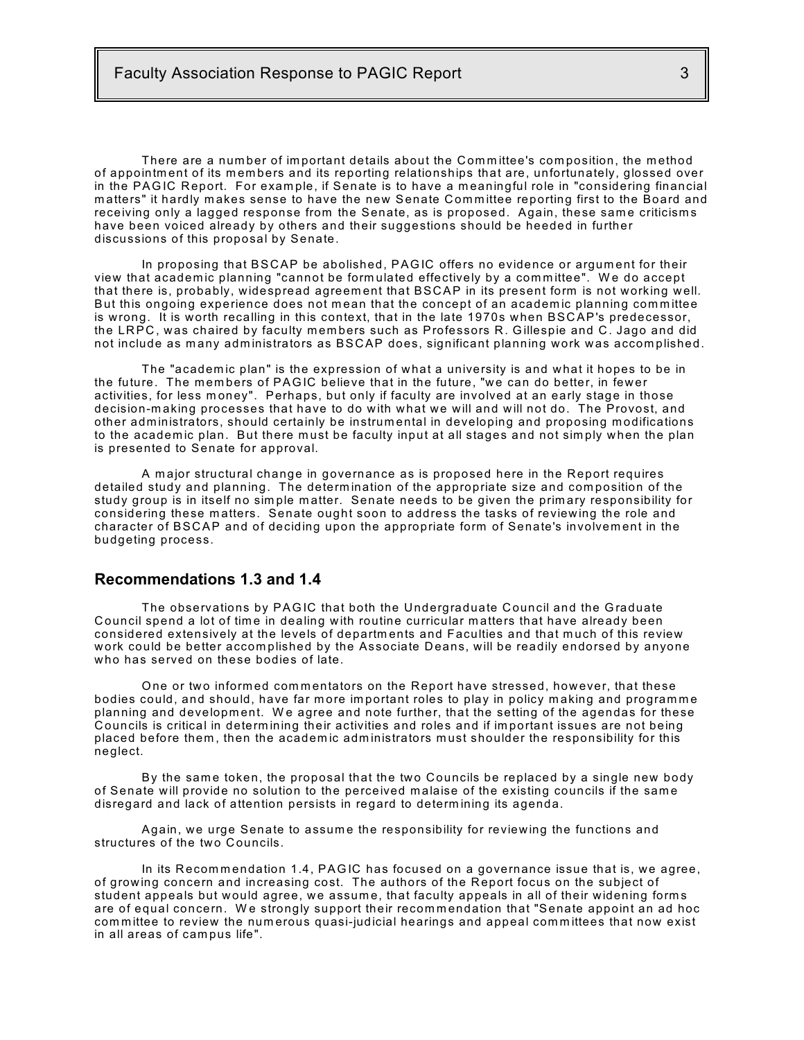There are a number of important details about the Committee's composition, the method of appointment of its members and its reporting relationships that are, unfortunately, glossed over in the PAGIC Report. For example, if Senate is to have a meaningful role in "considering financial matters" it hardly makes sense to have the new Senate Committee reporting first to the Board and receiving only a lagged response from the Senate, as is proposed. Again, these same criticisms have been voiced already by others and their suggestions should be heeded in further discussions of this proposal by Senate.

In proposing that BSCAP be abolished, PAGIC offers no evidence or argument for their view that academic planning "cannot be formulated effectively by a committee". We do accept that there is, probably, widespread agreement that BSCAP in its present form is not working well. But this ongoing experience does not mean that the concept of an academic planning committee is wrong. It is worth recalling in this context, that in the late 1970s when BSCAP's predecessor, the LRPC, was chaired by faculty members such as Professors R. Gillespie and C. Jago and did not include as many administrators as BSCAP does, significant planning work was accomplished.

The "academic plan" is the expression of what a university is and what it hopes to be in the future. The members of PAGIC believe that in the future, "we can do better, in fewer activities, for less money". Perhaps, but only if faculty are involved at an early stage in those decision-making processes that have to do with what we will and will not do. The Provost, and other administrators, should certainly be instrumental in developing and proposing modifications to the academic plan. But there must be faculty input at all stages and not simply when the plan is presented to Senate for approval.

A major structural change in governance as is proposed here in the Report requires detailed study and planning. The determination of the appropriate size and composition of the study group is in itself no simple matter. Senate needs to be given the primary responsibility for considering these matters. Senate ought soon to address the tasks of reviewing the role and character of BSCAP and of deciding upon the appropriate form of Senate's involvement in the budgeting process.

## Recommendations 1.3 and 1.4

The observations by PAGIC that both the Undergraduate Council and the Graduate Council spend a lot of time in dealing with routine curricular matters that have already been considered extensively at the levels of departments and Faculties and that much of this review work could be better accomplished by the Associate Deans, will be readily endorsed by anyone who has served on these bodies of late.

One or two informed commentators on the Report have stressed, however, that these bodies could, and should, have far more important roles to play in policy making and programme planning and development. We agree and note further, that the setting of the agendas for these Councils is critical in determining their activities and roles and if important issues are not being placed before them, then the academic administrators must shoulder the responsibility for this neglect.

By the same token, the proposal that the two Councils be replaced by a single new body of Senate will provide no solution to the perceived malaise of the existing councils if the same disregard and lack of attention persists in regard to determining its agenda.

Again, we urge Senate to assume the responsibility for reviewing the functions and structures of the two Councils.

In its Recommendation 1.4, PAGIC has focused on a governance issue that is, we agree, of growing concern and increasing cost. The authors of the Report focus on the subject of student appeals but would agree, we assume, that faculty appeals in all of their widening forms are of equal concern. We strongly support their recommendation that "Senate appoint an ad hoc committee to review the numerous quasi-judicial hearings and appeal committees that now exist in all areas of campus life".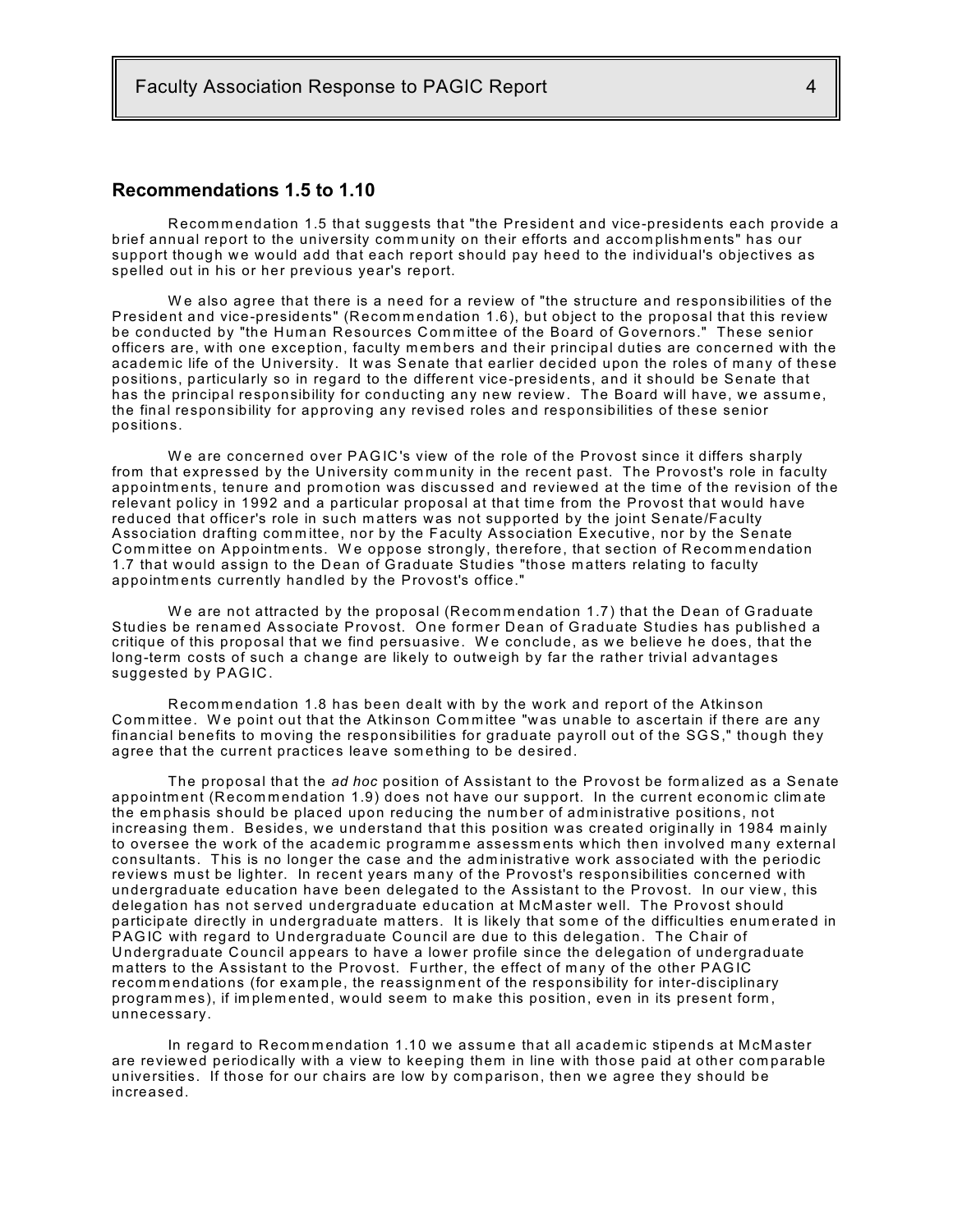## Recommendations 1.5 to 1.10

Recommendation 1.5 that suggests that "the President and vice-presidents each provide a brief annual report to the university community on their efforts and accomplishments" has our support though we would add that each report should pay heed to the individual's objectives as spelled out in his or her previous year's report.

We also agree that there is a need for a review of "the structure and responsibilities of the President and vice-presidents" (Recommendation 1.6), but object to the proposal that this review be conducted by "the Human Resources Committee of the Board of Governors." These senior officers are, with one exception, faculty members and their principal duties are concerned with the academic life of the University. It was Senate that earlier decided upon the roles of many of these positions, particularly so in regard to the different vice-presidents, and it should be Senate that has the principal responsibility for conducting any new review. The Board will have, we assume, the final responsibility for approving any revised roles and responsibilities of these senior positions.

We are concerned over PAGIC's view of the role of the Provost since it differs sharply from that expressed by the University community in the recent past. The Provost's role in faculty appointments, tenure and promotion was discussed and reviewed at the time of the revision of the relevant policy in 1992 and a particular proposal at that time from the Provost that would have reduced that officer's role in such matters was not supported by the joint Senate/Faculty Association drafting committee, nor by the Faculty Association Executive, nor by the Senate Committee on Appointments. We oppose strongly, therefore, that section of Recommendation 1.7 that would assign to the Dean of Graduate Studies "those matters relating to faculty appointments currently handled by the Provost's office."

We are not attracted by the proposal (Recommendation 1.7) that the Dean of Graduate Studies be renamed Associate Provost. One former Dean of Graduate Studies has published a critique of this proposal that we find persuasive. We conclude, as we believe he does, that the long-term costs of such a change are likely to outweigh by far the rather trivial advantages suggested by PAGIC.

Recommendation 1.8 has been dealt with by the work and report of the Atkinson Committee. We point out that the Atkinson Committee "was unable to ascertain if there are any financial benefits to moving the responsibilities for graduate payroll out of the SGS," though they agree that the current practices leave something to be desired.

The proposal that the *ad hoc* position of Assistant to the Provost be formalized as a Senate appointment (Recommendation 1.9) does not have our support. In the current economic climate the emphasis should be placed upon reducing the number of administrative positions, not increasing them. Besides, we understand that this position was created originally in 1984 mainly to oversee the work of the academic programme assessments which then involved many external consultants. This is no longer the case and the administrative work associated with the periodic reviews must be lighter. In recent years many of the Provost's responsibilities concerned with undergraduate education have been delegated to the Assistant to the Provost. In our view, this delegation has not served undergraduate education at McMaster well. The Provost should participate directly in undergraduate matters. It is likely that some of the difficulties enumerated in PAGIC with regard to Undergraduate Council are due to this delegation. The Chair of Undergraduate Council appears to have a lower profile since the delegation of undergraduate matters to the Assistant to the Provost. Further, the effect of many of the other PAGIC recommendations (for example, the reassignment of the responsibility for inter-disciplinary programmes), if implemented, would seem to make this position, even in its present form, unnecessary.

In regard to Recommendation 1.10 we assume that all academic stipends at McMaster are reviewed periodically with a view to keeping them in line with those paid at other comparable universities. If those for our chairs are low by comparison, then we agree they should be increased.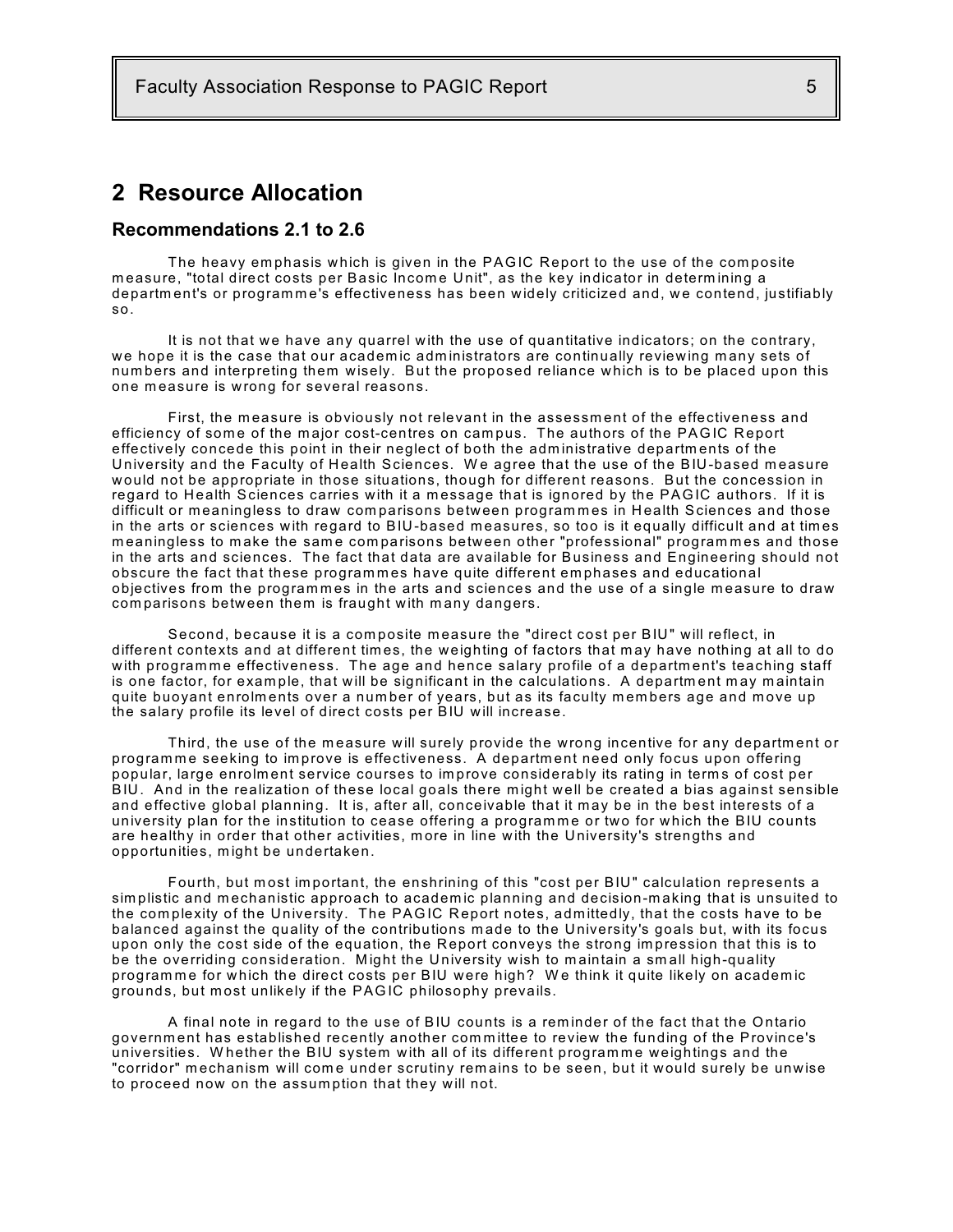## 2 Resource Allocation

### Recommendations 2.1 to 2.6

The heavy emphasis which is given in the PAGIC Report to the use of the composite measure, "total direct costs per Basic Income Unit", as the key indicator in determining a department's or programme's effectiveness has been widely criticized and, we contend, justifiably so.

It is not that we have any quarrel with the use of quantitative indicators; on the contrary, we hope it is the case that our academic administrators are continually reviewing many sets of numbers and interpreting them wisely. But the proposed reliance which is to be placed upon this one measure is wrong for several reasons.

First, the measure is obviously not relevant in the assessment of the effectiveness and efficiency of some of the major cost-centres on campus. The authors of the PAGIC Report effectively concede this point in their neglect of both the administrative departments of the University and the Faculty of Health Sciences. We agree that the use of the BIU-based measure would not be appropriate in those situations, though for different reasons. But the concession in regard to Health Sciences carries with it a message that is ignored by the PAGIC authors. If it is difficult or meaningless to draw comparisons between programmes in Health Sciences and those in the arts or sciences with regard to BIU-based measures, so too is it equally difficult and at times meaningless to make the same comparisons between other "professional" programmes and those in the arts and sciences. The fact that data are available for Business and Engineering should not obscure the fact that these programmes have quite different emphases and educational objectives from the programmes in the arts and sciences and the use of a single measure to draw comparisons between them is fraught with many dangers.

Second, because it is a composite measure the "direct cost per BIU" will reflect, in different contexts and at different times, the weighting of factors that may have nothing at all to do with programme effectiveness. The age and hence salary profile of a department's teaching staff is one factor, for example, that will be significant in the calculations. A department may maintain quite buoyant enrolments over a number of years, but as its faculty members age and move up the salary profile its level of direct costs per BIU will increase.

Third, the use of the measure will surely provide the wrong incentive for any department or programme seeking to improve is effectiveness. A department need only focus upon offering popular, large enrolment service courses to improve considerably its rating in terms of cost per BIU. And in the realization of these local goals there might well be created a bias against sensible and effective global planning. It is, after all, conceivable that it may be in the best interests of a university plan for the institution to cease offering a programme or two for which the BIU counts are healthy in order that other activities, more in line with the University's strengths and opportunities, might be undertaken.

Fourth, but most important, the enshrining of this "cost per BIU" calculation represents a simplistic and mechanistic approach to academic planning and decision-making that is unsuited to the complexity of the University. The PAGIC Report notes, admittedly, that the costs have to be balanced against the quality of the contributions made to the University's goals but, with its focus upon only the cost side of the equation, the Report conveys the strong impression that this is to be the overriding consideration. Might the University wish to maintain a small high-quality programme for which the direct costs per BIU were high? We think it quite likely on academic grounds, but most unlikely if the PAGIC philosophy prevails.

A final note in regard to the use of BIU counts is a reminder of the fact that the Ontario government has established recently another committee to review the funding of the Province's universities. Whether the BIU system with all of its different programme weightings and the "corridor" mechanism will come under scrutiny remains to be seen, but it would surely be unwise to proceed now on the assumption that they will not.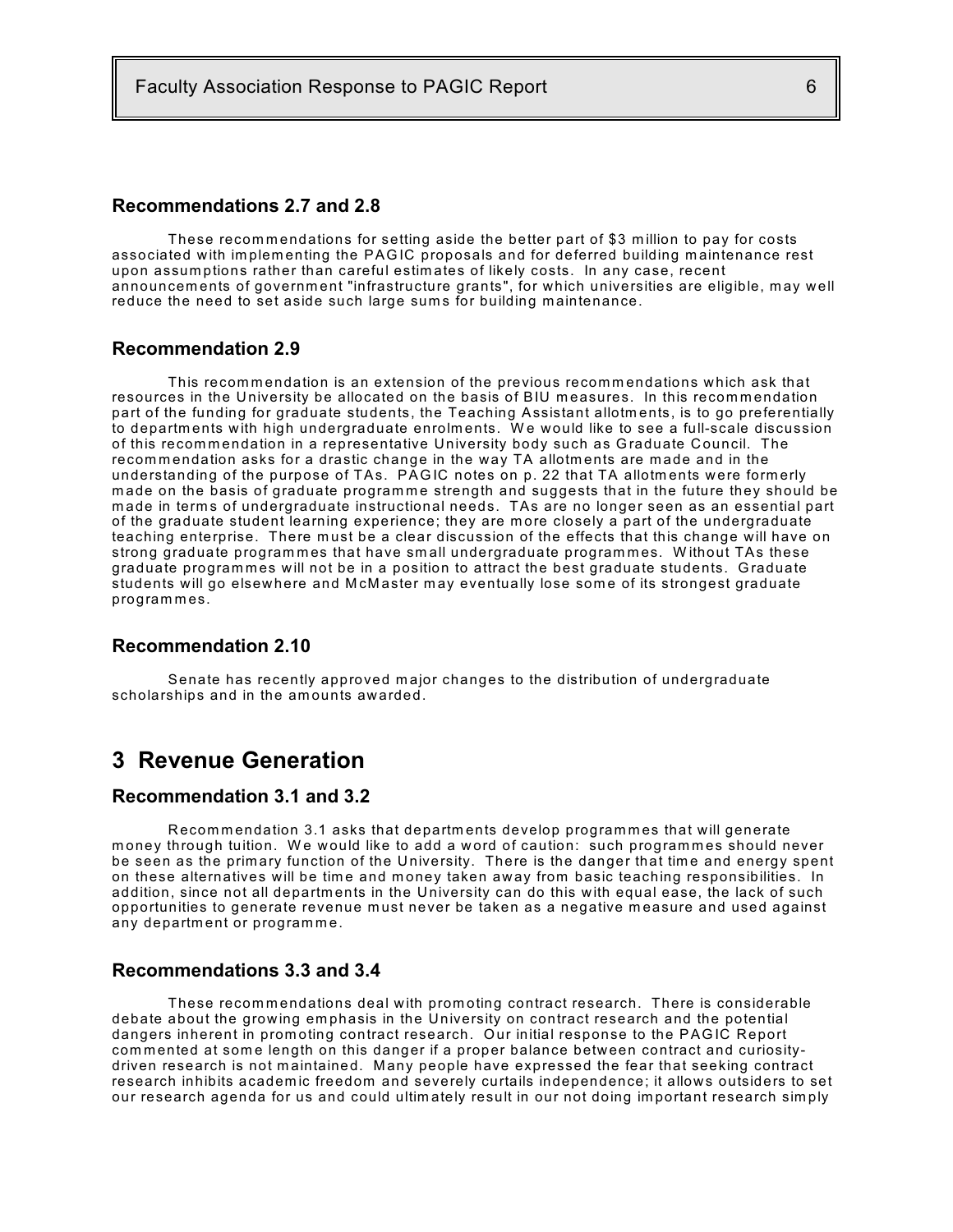### Recommendations 2.7 and 2.8

These recommendations for setting aside the better part of $3 million to pay for costs associated with implementing the PAGIC proposals and for deferred building maintenance rest upon assumptions rather than careful estimates of likely costs. In any case, recent announcements of government "infrastructure grants", for which universities are eligible, may well reduce the need to set aside such large sums for building maintenance.

### Recommendation 2.9

This recommendation is an extension of the previous recommendations which ask that resources in the University be allocated on the basis of BIU measures. In this recommendation part of the funding for graduate students, the Teaching Assistant allotments, is to go preferentially to departments with high undergraduate enrolments. We would like to see a full-scale discussion of this recommendation in a representative University body such as Graduate Council. The recommendation asks for a drastic change in the way TA allotments are made and in the understanding of the purpose of TAs. PAGIC notes on p. 22 that TA allotments were formerly made on the basis of graduate programme strength and suggests that in the future they should be made in terms of undergraduate instructional needs. TAs are no longer seen as an essential part of the graduate student learning experience; they are more closely a part of the undergraduate teaching enterprise. There must be a clear discussion of the effects that this change will have on strong graduate programmes that have small undergraduate programmes. Without TAs these graduate programmes will not be in a position to attract the best graduate students. Graduate students will go elsewhere and McMaster may eventually lose some of its strongest graduate programmes.

### Recommendation 2.10

Senate has recently approved major changes to the distribution of undergraduate scholarships and in the amounts awarded.

## 3 Revenue Generation

### Recommendation 3.1 and 3.2

Recommendation 3.1 asks that departments develop programmes that will generate money through tuition. We would like to add a word of caution: such programmes should never be seen as the primary function of the University. There is the danger that time and energy spent on these alternatives will be time and money taken away from basic teaching responsibilities. In addition, since not all departments in the University can do this with equal ease, the lack of such opportunities to generate revenue must never be taken as a negative measure and used against any department or programme.

### Recommendations 3.3 and 3.4

These recommendations deal with promoting contract research. There is considerable debate about the growing emphasis in the University on contract research and the potential dangers inherent in promoting contract research. Our initial response to the PAGIC Report commented at some length on this danger if a proper balance between contract and curiosity-driven research is not maintained. Many people have expressed the fear that seeking contract research inhibits academic freedom and severely curtails independence; it allows outsiders to set our research agenda for us and could ultimately result in our not doing important research simply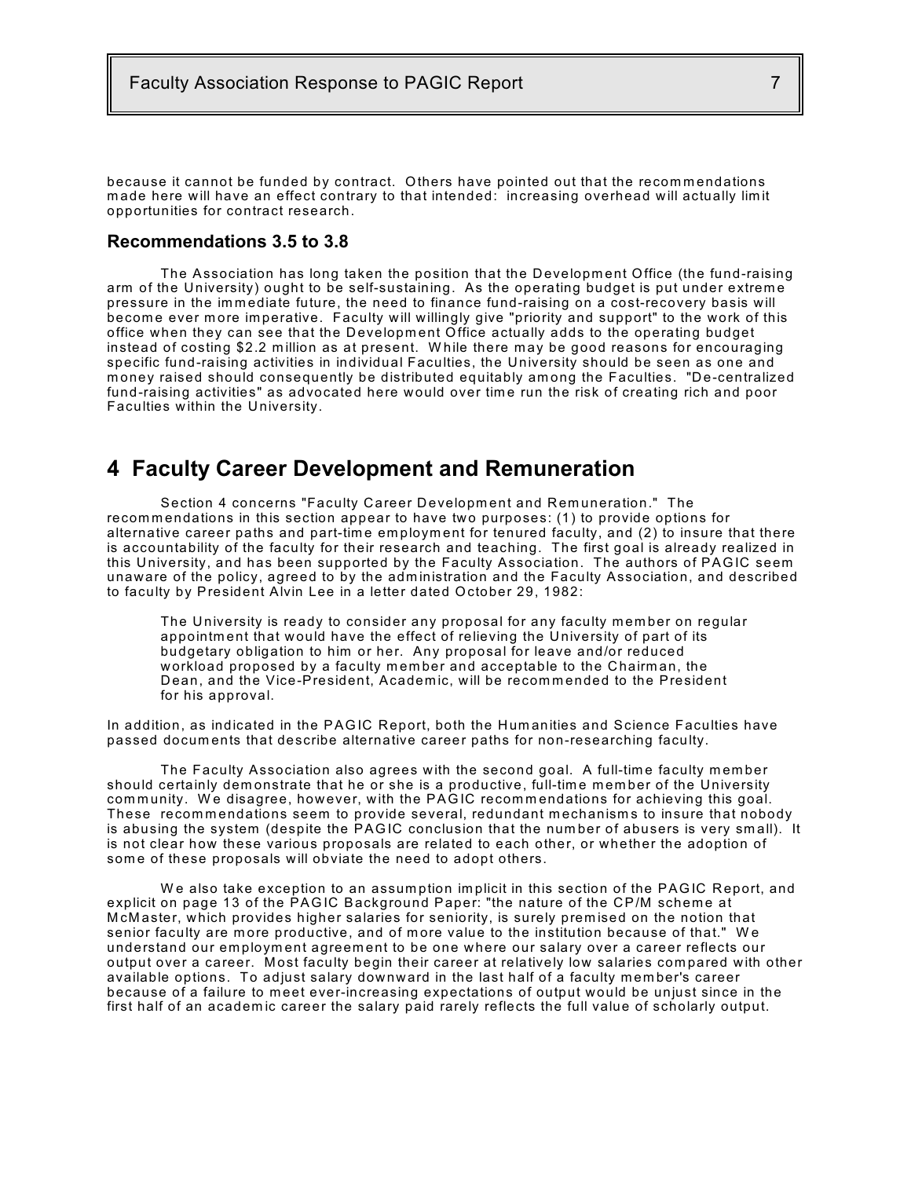because it cannot be funded by contract. Others have pointed out that the recommendations made here will have an effect contrary to that intended: increasing overhead will actually limit opportunities for contract research.

### Recommendations 3.5 to 3.8

The Association has long taken the position that the Development Office (the fund-raising arm of the University) ought to be self-sustaining. As the operating budget is put under extreme pressure in the immediate future, the need to finance fund-raising on a cost-recovery basis will become ever more imperative. Faculty will willingly give "priority and support" to the work of this office when they can see that the Development Office actually adds to the operating budget instead of costing $2.2 million as at present. While there may be good reasons for encouraging specific fund-raising activities in individual Faculties, the University should be seen as one and money raised should consequently be distributed equitably among the Faculties. "De-centralized fund-raising activities" as advocated here would over time run the risk of creating rich and poor Faculties within the University.

## 4 Faculty Career Development and Remuneration

Section 4 concerns "Faculty Career Development and Remuneration." The recommendations in this section appear to have two purposes: (1) to provide options for alternative career paths and part-time employment for tenured faculty, and (2) to insure that there is accountability of the faculty for their research and teaching. The first goal is already realized in this University, and has been supported by the Faculty Association. The authors of PAGIC seem unaware of the policy, agreed to by the administration and the Faculty Association, and described to faculty by President Alvin Lee in a letter dated October 29, 1982:

> The University is ready to consider any proposal for any faculty member on regular appointment that would have the effect of relieving the University of part of its budgetary obligation to him or her. Any proposal for leave and/or reduced workload proposed by a faculty member and acceptable to the Chairman, the Dean, and the Vice-President, Academic, will be recommended to the President for his approval.

In addition, as indicated in the PAGIC Report, both the Humanities and Science Faculties have passed documents that describe alternative career paths for non-researching faculty.

The Faculty Association also agrees with the second goal. A full-time faculty member should certainly demonstrate that he or she is a productive, full-time member of the University community. We disagree, however, with the PAGIC recommendations for achieving this goal. These recommendations seem to provide several, redundant mechanisms to insure that nobody is abusing the system (despite the PAGIC conclusion that the number of abusers is very small). It is not clear how these various proposals are related to each other, or whether the adoption of some of these proposals will obviate the need to adopt others.

We also take exception to an assumption implicit in this section of the PAGIC Report, and explicit on page 13 of the PAGIC Background Paper: "the nature of the CP/M scheme at McMaster, which provides higher salaries for seniority, is surely premised on the notion that senior faculty are more productive, and of more value to the institution because of that." We understand our employment agreement to be one where our salary over a career reflects our output over a career. Most faculty begin their career at relatively low salaries compared with other available options. To adjust salary downward in the last half of a faculty member's career because of a failure to meet ever-increasing expectations of output would be unjust since in the first half of an academic career the salary paid rarely reflects the full value of scholarly output.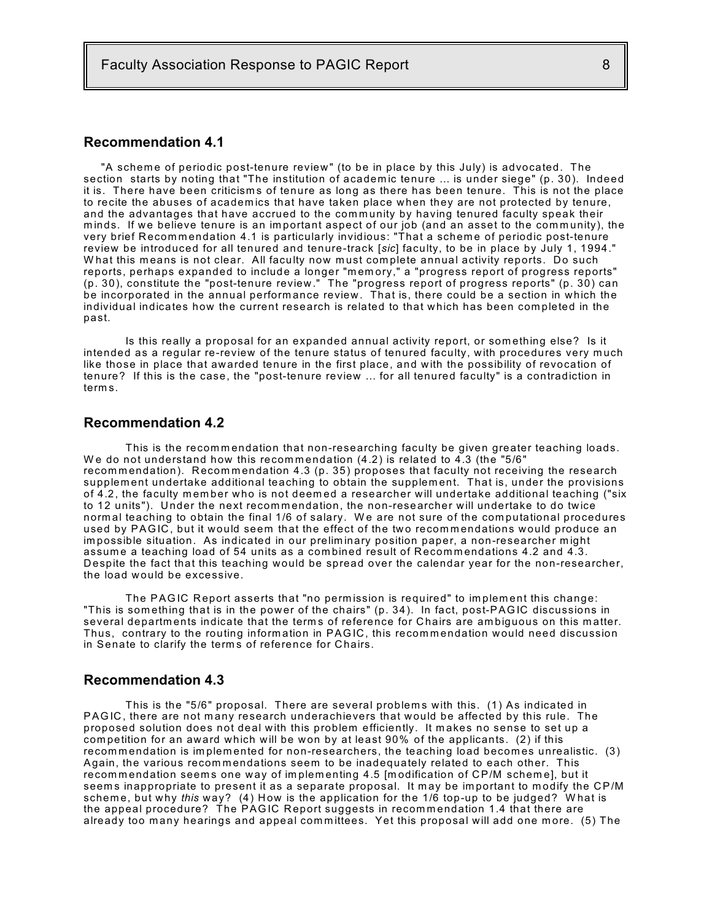## Recommendation 4.1

"A scheme of periodic post-tenure review" (to be in place by this July) is advocated. The section starts by noting that "The institution of academic tenure ... is under siege" (p. 30). Indeed it is. There have been criticisms of tenure as long as there has been tenure. This is not the place to recite the abuses of academics that have taken place when they are not protected by tenure, and the advantages that have accrued to the community by having tenured faculty speak their minds. If we believe tenure is an important aspect of our job (and an asset to the community), the very brief Recommendation 4.1 is particularly invidious: "That a scheme of periodic post-tenure review be introduced for all tenured and tenure-track [*sic*] faculty, to be in place by July 1, 1994." What this means is not clear. All faculty now must complete annual activity reports. Do such reports, perhaps expanded to include a longer "memory," a "progress report of progress reports" (p. 30), constitute the "post-tenure review." The "progress report of progress reports" (p. 30) can be incorporated in the annual performance review. That is, there could be a section in which the individual indicates how the current research is related to that which has been completed in the past.

Is this really a proposal for an expanded annual activity report, or something else? Is it intended as a regular re-review of the tenure status of tenured faculty, with procedures very much like those in place that awarded tenure in the first place, and with the possibility of revocation of tenure? If this is the case, the "post-tenure review ... for all tenured faculty" is a contradiction in terms.

## Recommendation 4.2

This is the recommendation that non-researching faculty be given greater teaching loads. We do not understand how this recommendation (4.2) is related to 4.3 (the "5/6" recommendation). Recommendation 4.3 (p. 35) proposes that faculty not receiving the research supplement undertake additional teaching to obtain the supplement. That is, under the provisions of 4.2, the faculty member who is not deemed a researcher will undertake additional teaching ("six to 12 units"). Under the next recommendation, the non-researcher will undertake to do twice normal teaching to obtain the final 1/6 of salary. We are not sure of the computational procedures used by PAGIC, but it would seem that the effect of the two recommendations would produce an impossible situation. As indicated in our preliminary position paper, a non-researcher might assume a teaching load of 54 units as a combined result of Recommendations 4.2 and 4.3. Despite the fact that this teaching would be spread over the calendar year for the non-researcher, the load would be excessive.

The PAGIC Report asserts that "no permission is required" to implement this change: "This is something that is in the power of the chairs" (p. 34). In fact, post-PAGIC discussions in several departments indicate that the terms of reference for Chairs are ambiguous on this matter. Thus, contrary to the routing information in PAGIC, this recommendation would need discussion in Senate to clarify the terms of reference for Chairs.

## Recommendation 4.3

This is the "5/6" proposal. There are several problems with this. (1) As indicated in PAGIC, there are not many research underachievers that would be affected by this rule. The proposed solution does not deal with this problem efficiently. It makes no sense to set up a competition for an award which will be won by at least 90% of the applicants. (2) if this recommendation is implemented for non-researchers, the teaching load becomes unrealistic. (3) Again, the various recommendations seem to be inadequately related to each other. This recommendation seems one way of implementing 4.5 [modification of CP/M scheme], but it seems inappropriate to present it as a separate proposal. It may be important to modify the CP/M scheme, but why *this* way? (4) How is the application for the 1/6 top-up to be judged? What is the appeal procedure? The PAGIC Report suggests in recommendation 1.4 that there are already too many hearings and appeal committees. Yet this proposal will add one more. (5) The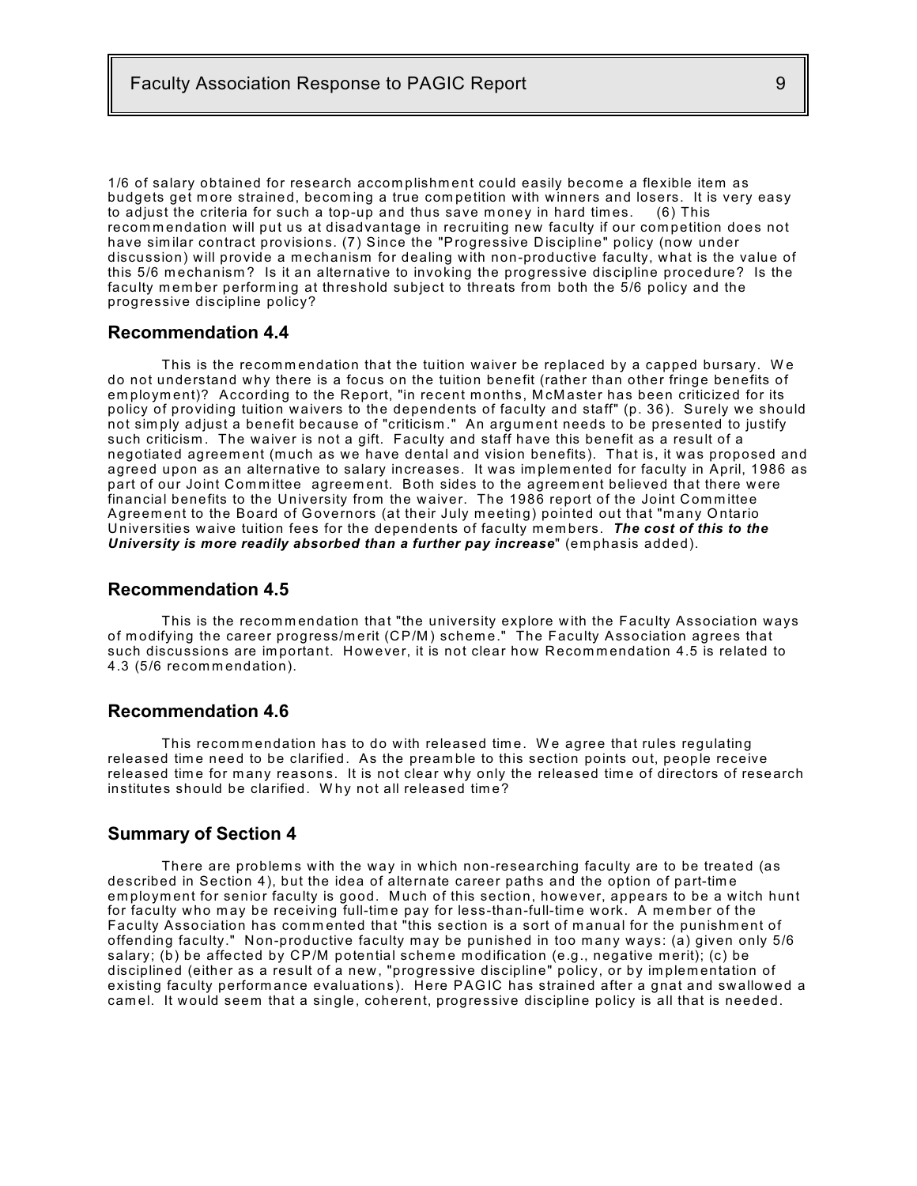1/6 of salary obtained for research accomplishment could easily become a flexible item as budgets get more strained, becoming a true competition with winners and losers. It is very easy to adjust the criteria for such a top-up and thus save money in hard times. (6) This recommendation will put us at disadvantage in recruiting new faculty if our competition does not have similar contract provisions. (7) Since the "Progressive Discipline" policy (now under discussion) will provide a mechanism for dealing with non-productive faculty, what is the value of this 5/6 mechanism? Is it an alternative to invoking the progressive discipline procedure? Is the faculty member performing at threshold subject to threats from both the 5/6 policy and the progressive discipline policy?

### Recommendation 4.4

This is the recommendation that the tuition waiver be replaced by a capped bursary. We do not understand why there is a focus on the tuition benefit (rather than other fringe benefits of employment)? According to the Report, "in recent months, McMaster has been criticized for its policy of providing tuition waivers to the dependents of faculty and staff" (p. 36). Surely we should not simply adjust a benefit because of "criticism." An argument needs to be presented to justify such criticism. The waiver is not a gift. Faculty and staff have this benefit as a result of a negotiated agreement (much as we have dental and vision benefits). That is, it was proposed and agreed upon as an alternative to salary increases. It was implemented for faculty in April, 1986 as part of our Joint Committee agreement. Both sides to the agreement believed that there were financial benefits to the University from the waiver. The 1986 report of the Joint Committee Agreement to the Board of Governors (at their July meeting) pointed out that "many Ontario Universities waive tuition fees for the dependents of faculty members. ***The cost of this to the University is more readily absorbed than a further pay increase***" (emphasis added).

### Recommendation 4.5

This is the recommendation that "the university explore with the Faculty Association ways of modifying the career progress/merit (CP/M) scheme." The Faculty Association agrees that such discussions are important. However, it is not clear how Recommendation 4.5 is related to 4.3 (5/6 recommendation).

### Recommendation 4.6

This recommendation has to do with released time. We agree that rules regulating released time need to be clarified. As the preamble to this section points out, people receive released time for many reasons. It is not clear why only the released time of directors of research institutes should be clarified. Why not all released time?

### Summary of Section 4

There are problems with the way in which non-researching faculty are to be treated (as described in Section 4), but the idea of alternate career paths and the option of part-time employment for senior faculty is good. Much of this section, however, appears to be a witch hunt for faculty who may be receiving full-time pay for less-than-full-time work. A member of the Faculty Association has commented that "this section is a sort of manual for the punishment of offending faculty." Non-productive faculty may be punished in too many ways: (a) given only 5/6 salary; (b) be affected by CP/M potential scheme modification (e.g., negative merit); (c) be disciplined (either as a result of a new, "progressive discipline" policy, or by implementation of existing faculty performance evaluations). Here PAGIC has strained after a gnat and swallowed a camel. It would seem that a single, coherent, progressive discipline policy is all that is needed.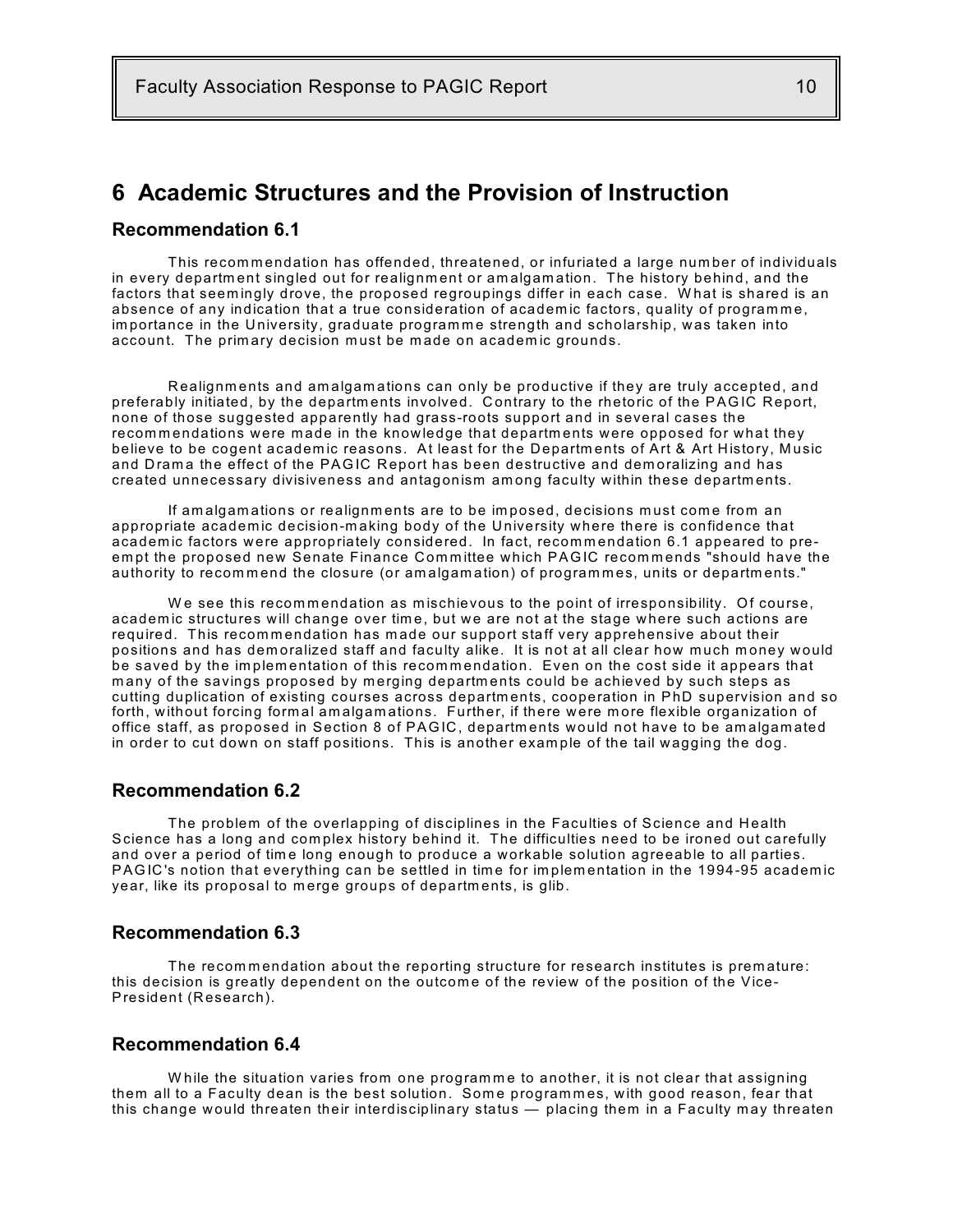## 6 Academic Structures and the Provision of Instruction

### Recommendation 6.1

This recommendation has offended, threatened, or infuriated a large number of individuals in every department singled out for realignment or amalgamation. The history behind, and the factors that seemingly drove, the proposed regroupings differ in each case. What is shared is an absence of any indication that a true consideration of academic factors, quality of programme, importance in the University, graduate programme strength and scholarship, was taken into account. The primary decision must be made on academic grounds.

Realignments and amalgamations can only be productive if they are truly accepted, and preferably initiated, by the departments involved. Contrary to the rhetoric of the PAGIC Report, none of those suggested apparently had grass-roots support and in several cases the recommendations were made in the knowledge that departments were opposed for what they believe to be cogent academic reasons. At least for the Departments of Art & Art History, Music and Drama the effect of the PAGIC Report has been destructive and demoralizing and has created unnecessary divisiveness and antagonism among faculty within these departments.

If amalgamations or realignments are to be imposed, decisions must come from an appropriate academic decision-making body of the University where there is confidence that academic factors were appropriately considered. In fact, recommendation 6.1 appeared to pre-empt the proposed new Senate Finance Committee which PAGIC recommends "should have the authority to recommend the closure (or amalgamation) of programmes, units or departments."

We see this recommendation as mischievous to the point of irresponsibility. Of course, academic structures will change over time, but we are not at the stage where such actions are required. This recommendation has made our support staff very apprehensive about their positions and has demoralized staff and faculty alike. It is not at all clear how much money would be saved by the implementation of this recommendation. Even on the cost side it appears that many of the savings proposed by merging departments could be achieved by such steps as cutting duplication of existing courses across departments, cooperation in PhD supervision and so forth, without forcing formal amalgamations. Further, if there were more flexible organization of office staff, as proposed in Section 8 of PAGIC, departments would not have to be amalgamated in order to cut down on staff positions. This is another example of the tail wagging the dog.

### Recommendation 6.2

The problem of the overlapping of disciplines in the Faculties of Science and Health Science has a long and complex history behind it. The difficulties need to be ironed out carefully and over a period of time long enough to produce a workable solution agreeable to all parties. PAGIC's notion that everything can be settled in time for implementation in the 1994-95 academic year, like its proposal to merge groups of departments, is glib.

### Recommendation 6.3

The recommendation about the reporting structure for research institutes is premature: this decision is greatly dependent on the outcome of the review of the position of the Vice-President (Research).

### Recommendation 6.4

While the situation varies from one programme to another, it is not clear that assigning them all to a Faculty dean is the best solution. Some programmes, with good reason, fear that this change would threaten their interdisciplinary status — placing them in a Faculty may threaten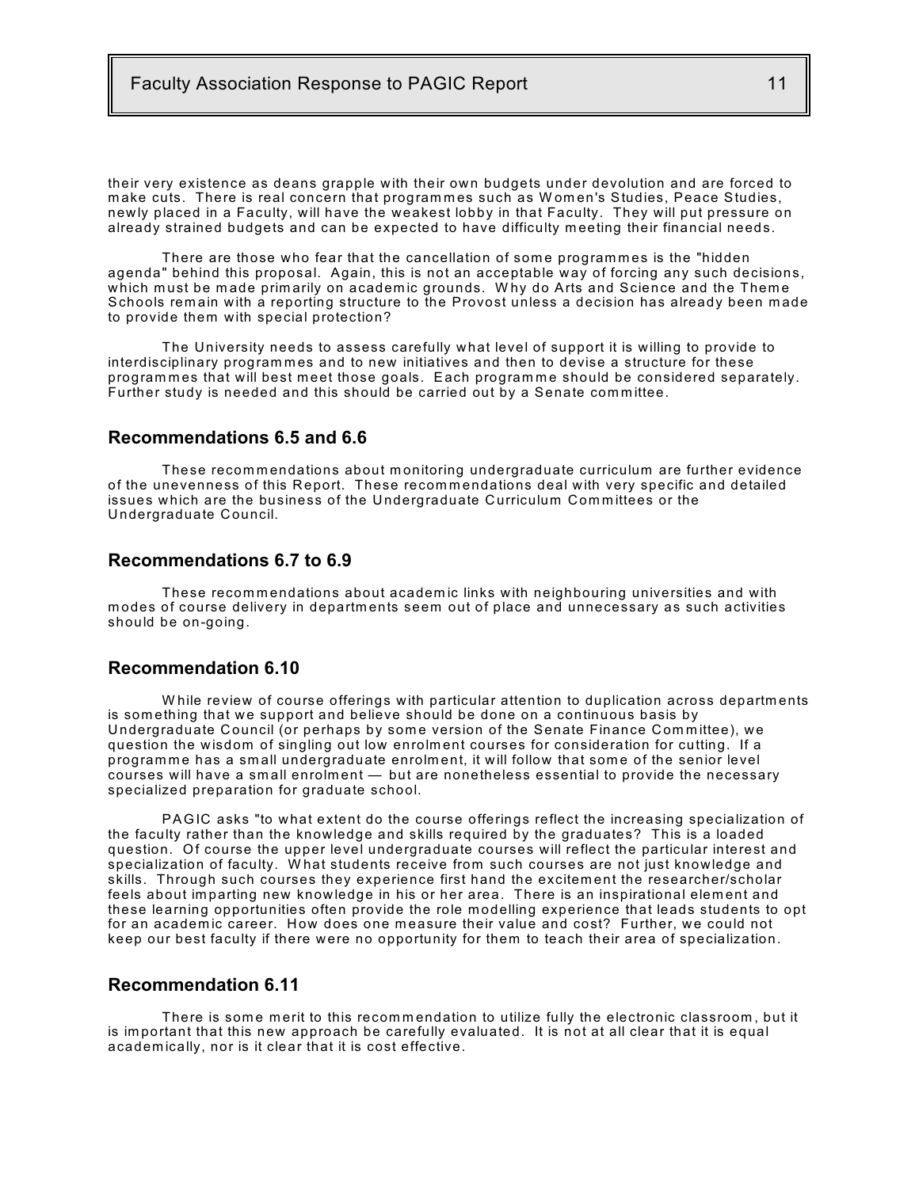their very existence as deans grapple with their own budgets under devolution and are forced to make cuts. There is real concern that programmes such as Women's Studies, Peace Studies, newly placed in a Faculty, will have the weakest lobby in that Faculty. They will put pressure on already strained budgets and can be expected to have difficulty meeting their financial needs.

There are those who fear that the cancellation of some programmes is the "hidden agenda" behind this proposal. Again, this is not an acceptable way of forcing any such decisions, which must be made primarily on academic grounds. Why do Arts and Science and the Theme Schools remain with a reporting structure to the Provost unless a decision has already been made to provide them with special protection?

The University needs to assess carefully what level of support it is willing to provide to interdisciplinary programmes and to new initiatives and then to devise a structure for these programmes that will best meet those goals. Each programme should be considered separately. Further study is needed and this should be carried out by a Senate committee.

### Recommendations 6.5 and 6.6

These recommendations about monitoring undergraduate curriculum are further evidence of the unevenness of this Report. These recommendations deal with very specific and detailed issues which are the business of the Undergraduate Curriculum Committees or the Undergraduate Council.

### Recommendations 6.7 to 6.9

These recommendations about academic links with neighbouring universities and with modes of course delivery in departments seem out of place and unnecessary as such activities should be on-going.

### Recommendation 6.10

While review of course offerings with particular attention to duplication across departments is something that we support and believe should be done on a continuous basis by Undergraduate Council (or perhaps by some version of the Senate Finance Committee), we question the wisdom of singling out low enrolment courses for consideration for cutting. If a programme has a small undergraduate enrolment, it will follow that some of the senior level courses will have a small enrolment — but are nonetheless essential to provide the necessary specialized preparation for graduate school.

PAGIC asks "to what extent do the course offerings reflect the increasing specialization of the faculty rather than the knowledge and skills required by the graduates? This is a loaded question. Of course the upper level undergraduate courses will reflect the particular interest and specialization of faculty. What students receive from such courses are not just knowledge and skills. Through such courses they experience first hand the excitement the researcher/scholar feels about imparting new knowledge in his or her area. There is an inspirational element and these learning opportunities often provide the role modelling experience that leads students to opt for an academic career. How does one measure their value and cost? Further, we could not keep our best faculty if there were no opportunity for them to teach their area of specialization.

### Recommendation 6.11

There is some merit to this recommendation to utilize fully the electronic classroom, but it is important that this new approach be carefully evaluated. It is not at all clear that it is equal academically, nor is it clear that it is cost effective.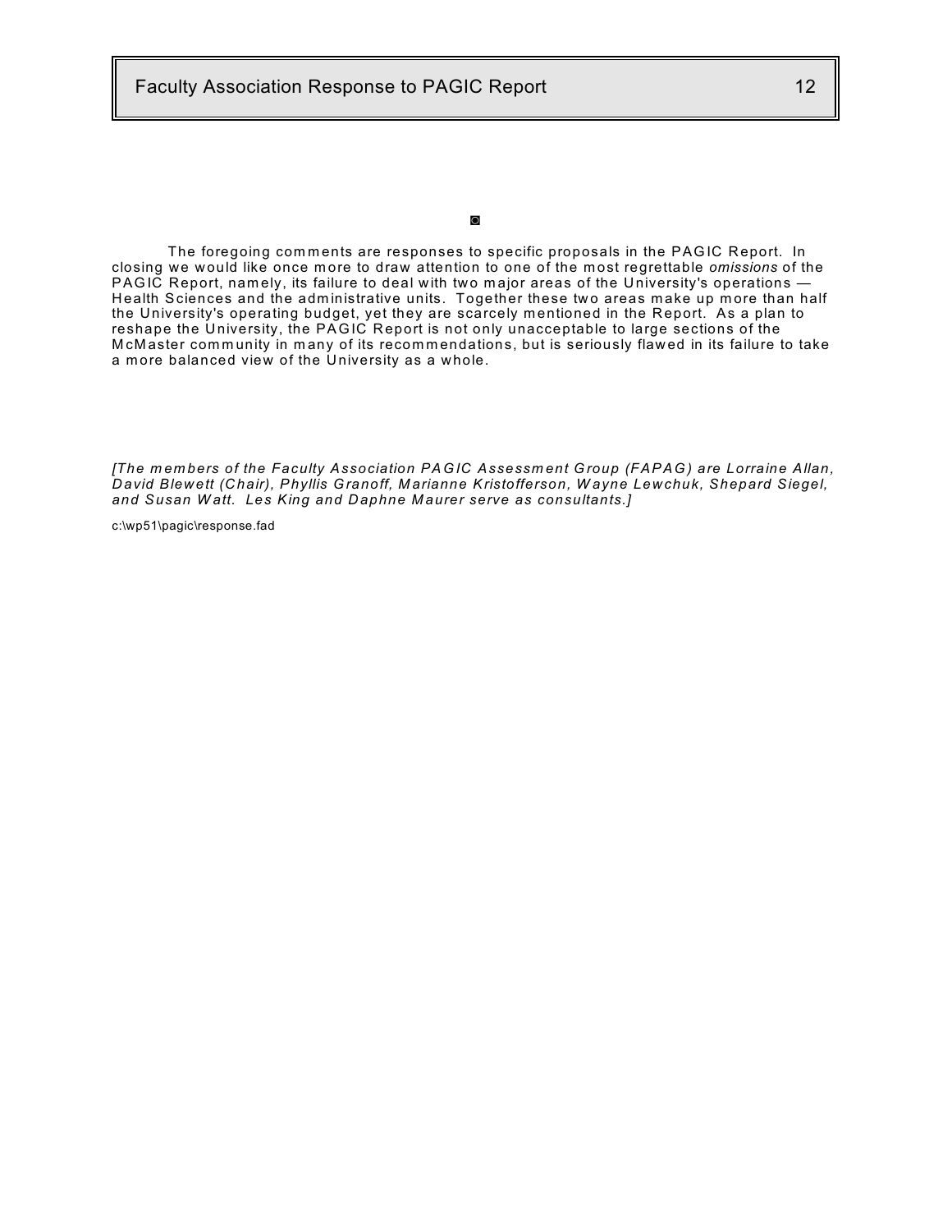◙

The foregoing comments are responses to specific proposals in the PAGIC Report. In closing we would like once more to draw attention to one of the most regrettable *omissions* of the PAGIC Report, namely, its failure to deal with two major areas of the University's operations — Health Sciences and the administrative units. Together these two areas make up more than half the University's operating budget, yet they are scarcely mentioned in the Report. As a plan to reshape the University, the PAGIC Report is not only unacceptable to large sections of the McMaster community in many of its recommendations, but is seriously flawed in its failure to take a more balanced view of the University as a whole.

*[The members of the Faculty Association PAGIC Assessment Group (FAPAG) are Lorraine Allan, David Blewett (Chair), Phyllis Granoff, Marianne Kristofferson, Wayne Lewchuk, Shepard Siegel, and Susan Watt. Les King and Daphne Maurer serve as consultants.]*

c:\wp51\pagic\response.fad